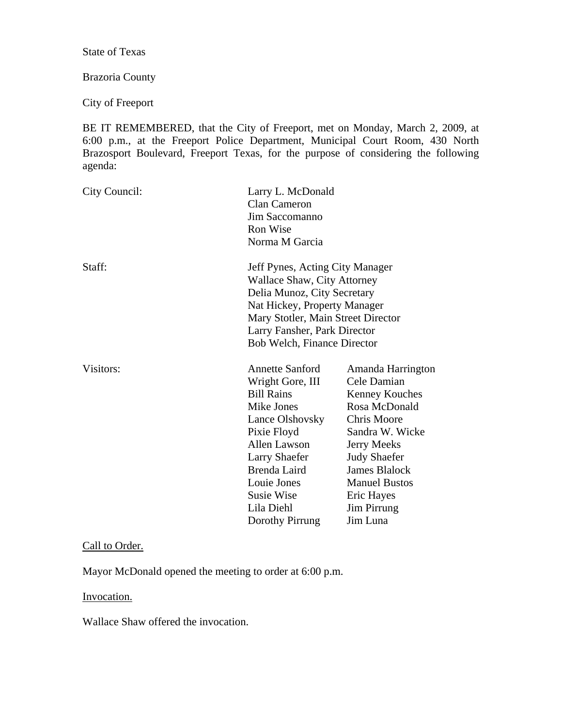State of Texas

Brazoria County

City of Freeport

BE IT REMEMBERED, that the City of Freeport, met on Monday, March 2, 2009, at 6:00 p.m., at the Freeport Police Department, Municipal Court Room, 430 North Brazosport Boulevard, Freeport Texas, for the purpose of considering the following agenda:

| | | |
|---|---|---|
| City Council: | Larry L. McDonald | |
| | Clan Cameron | |
| | Jim Saccomanno | |
| | Ron Wise | |
| | Norma M Garcia | |
| Staff: | Jeff Pynes, Acting City Manager | |
| | Wallace Shaw, City Attorney | |
| | Delia Munoz, City Secretary | |
| | Nat Hickey, Property Manager | |
| | Mary Stotler, Main Street Director | |
| | Larry Fansher, Park Director | |
| | Bob Welch, Finance Director | |
| Visitors: | Annette Sanford | Amanda Harrington |
| | Wright Gore, III | Cele Damian |
| | Bill Rains | Kenney Kouches |
| | Mike Jones | Rosa McDonald |
| | Lance Olshovsky | Chris Moore |
| | Pixie Floyd | Sandra W. Wicke |
| | Allen Lawson | Jerry Meeks |
| | Larry Shaefer | Judy Shaefer |
| | Brenda Laird | James Blalock |
| | Louie Jones | Manuel Bustos |
| | Susie Wise | Eric Hayes |
| | Lila Diehl | Jim Pirrung |
| | Dorothy Pirrung | Jim Luna |

Call to Order.

Mayor McDonald opened the meeting to order at 6:00 p.m.

Invocation.

Wallace Shaw offered the invocation.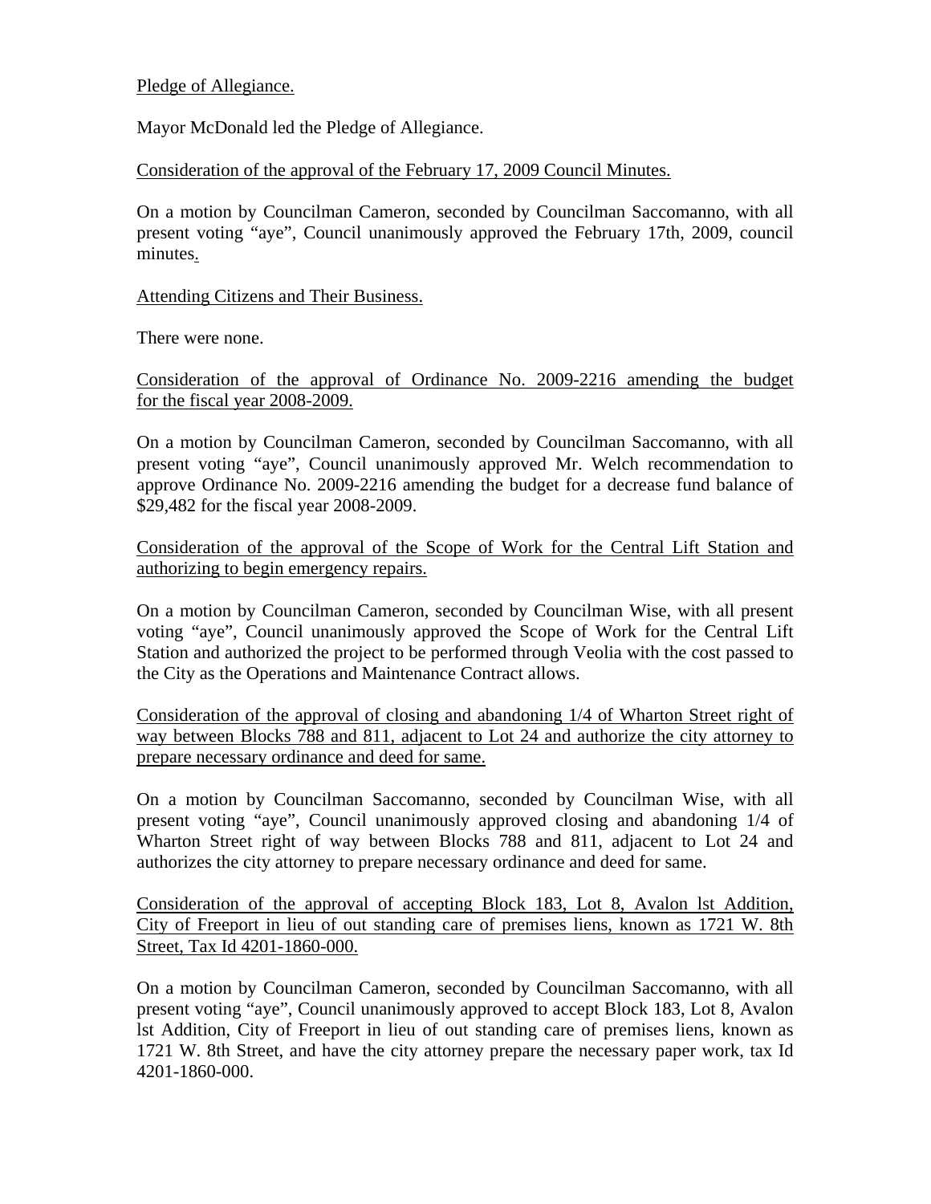Pledge of Allegiance.

Mayor McDonald led the Pledge of Allegiance.

Consideration of the approval of the February 17, 2009 Council Minutes.

On a motion by Councilman Cameron, seconded by Councilman Saccomanno, with all present voting "aye", Council unanimously approved the February 17th, 2009, council minutes.

Attending Citizens and Their Business.

There were none.

Consideration of the approval of Ordinance No. 2009-2216 amending the budget for the fiscal year 2008-2009.

On a motion by Councilman Cameron, seconded by Councilman Saccomanno, with all present voting "aye", Council unanimously approved Mr. Welch recommendation to approve Ordinance No. 2009-2216 amending the budget for a decrease fund balance of $29,482 for the fiscal year 2008-2009.

Consideration of the approval of the Scope of Work for the Central Lift Station and authorizing to begin emergency repairs.

On a motion by Councilman Cameron, seconded by Councilman Wise, with all present voting "aye", Council unanimously approved the Scope of Work for the Central Lift Station and authorized the project to be performed through Veolia with the cost passed to the City as the Operations and Maintenance Contract allows.

Consideration of the approval of closing and abandoning 1/4 of Wharton Street right of way between Blocks 788 and 811, adjacent to Lot 24 and authorize the city attorney to prepare necessary ordinance and deed for same.

On a motion by Councilman Saccomanno, seconded by Councilman Wise, with all present voting "aye", Council unanimously approved closing and abandoning 1/4 of Wharton Street right of way between Blocks 788 and 811, adjacent to Lot 24 and authorizes the city attorney to prepare necessary ordinance and deed for same.

Consideration of the approval of accepting Block 183, Lot 8, Avalon lst Addition, City of Freeport in lieu of out standing care of premises liens, known as 1721 W. 8th Street, Tax Id 4201-1860-000.

On a motion by Councilman Cameron, seconded by Councilman Saccomanno, with all present voting "aye", Council unanimously approved to accept Block 183, Lot 8, Avalon lst Addition, City of Freeport in lieu of out standing care of premises liens, known as 1721 W. 8th Street, and have the city attorney prepare the necessary paper work, tax Id 4201-1860-000.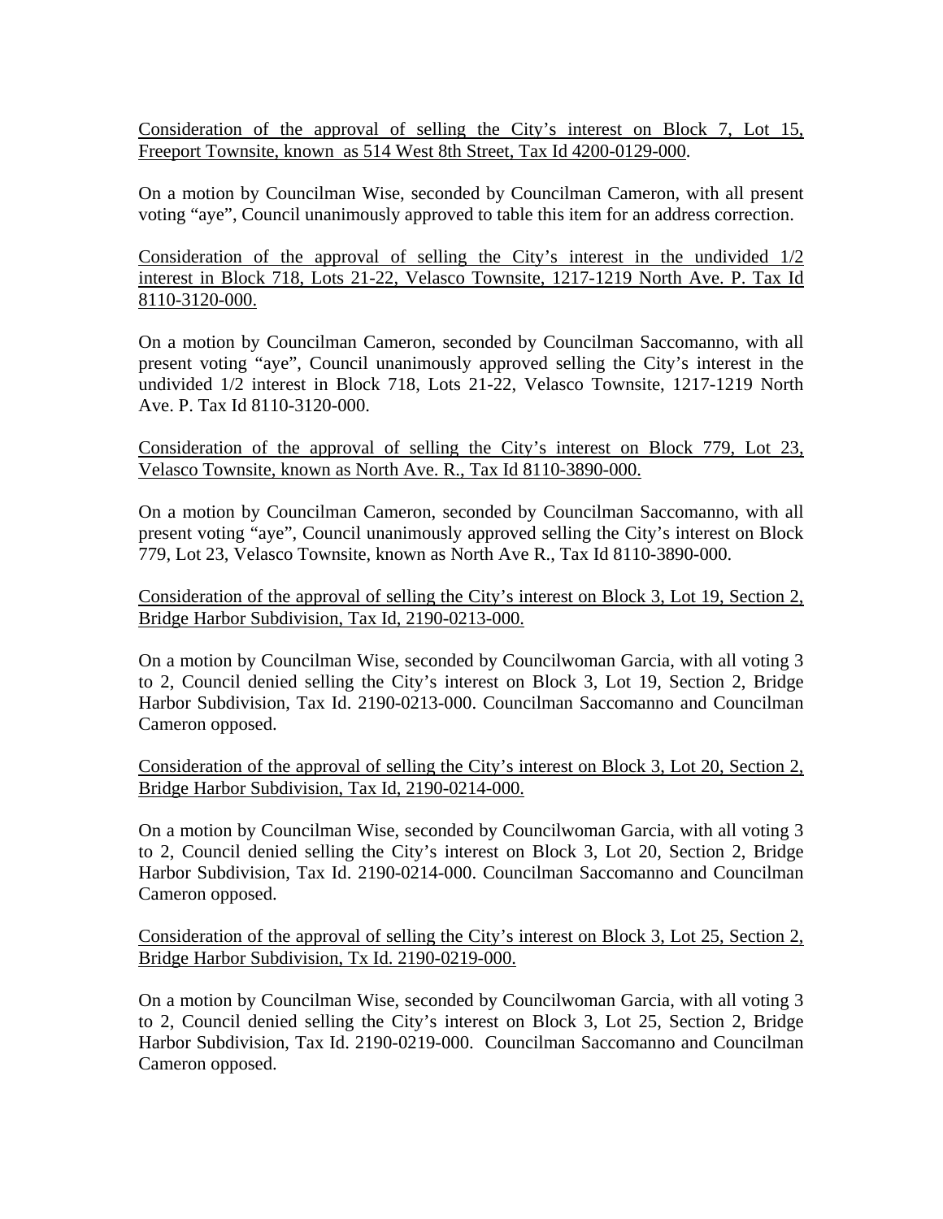Consideration of the approval of selling the City's interest on Block 7, Lot 15, Freeport Townsite, known as 514 West 8th Street, Tax Id 4200-0129-000.

On a motion by Councilman Wise, seconded by Councilman Cameron, with all present voting "aye", Council unanimously approved to table this item for an address correction.

Consideration of the approval of selling the City's interest in the undivided 1/2 interest in Block 718, Lots 21-22, Velasco Townsite, 1217-1219 North Ave. P. Tax Id 8110-3120-000.

On a motion by Councilman Cameron, seconded by Councilman Saccomanno, with all present voting "aye", Council unanimously approved selling the City's interest in the undivided 1/2 interest in Block 718, Lots 21-22, Velasco Townsite, 1217-1219 North Ave. P. Tax Id 8110-3120-000.

Consideration of the approval of selling the City's interest on Block 779, Lot 23, Velasco Townsite, known as North Ave. R., Tax Id 8110-3890-000.

On a motion by Councilman Cameron, seconded by Councilman Saccomanno, with all present voting "aye", Council unanimously approved selling the City's interest on Block 779, Lot 23, Velasco Townsite, known as North Ave R., Tax Id 8110-3890-000.

Consideration of the approval of selling the City's interest on Block 3, Lot 19, Section 2, Bridge Harbor Subdivision, Tax Id, 2190-0213-000.

On a motion by Councilman Wise, seconded by Councilwoman Garcia, with all voting 3 to 2, Council denied selling the City's interest on Block 3, Lot 19, Section 2, Bridge Harbor Subdivision, Tax Id. 2190-0213-000. Councilman Saccomanno and Councilman Cameron opposed.

Consideration of the approval of selling the City's interest on Block 3, Lot 20, Section 2, Bridge Harbor Subdivision, Tax Id, 2190-0214-000.

On a motion by Councilman Wise, seconded by Councilwoman Garcia, with all voting 3 to 2, Council denied selling the City's interest on Block 3, Lot 20, Section 2, Bridge Harbor Subdivision, Tax Id. 2190-0214-000. Councilman Saccomanno and Councilman Cameron opposed.

Consideration of the approval of selling the City's interest on Block 3, Lot 25, Section 2, Bridge Harbor Subdivision, Tx Id. 2190-0219-000.

On a motion by Councilman Wise, seconded by Councilwoman Garcia, with all voting 3 to 2, Council denied selling the City's interest on Block 3, Lot 25, Section 2, Bridge Harbor Subdivision, Tax Id. 2190-0219-000. Councilman Saccomanno and Councilman Cameron opposed.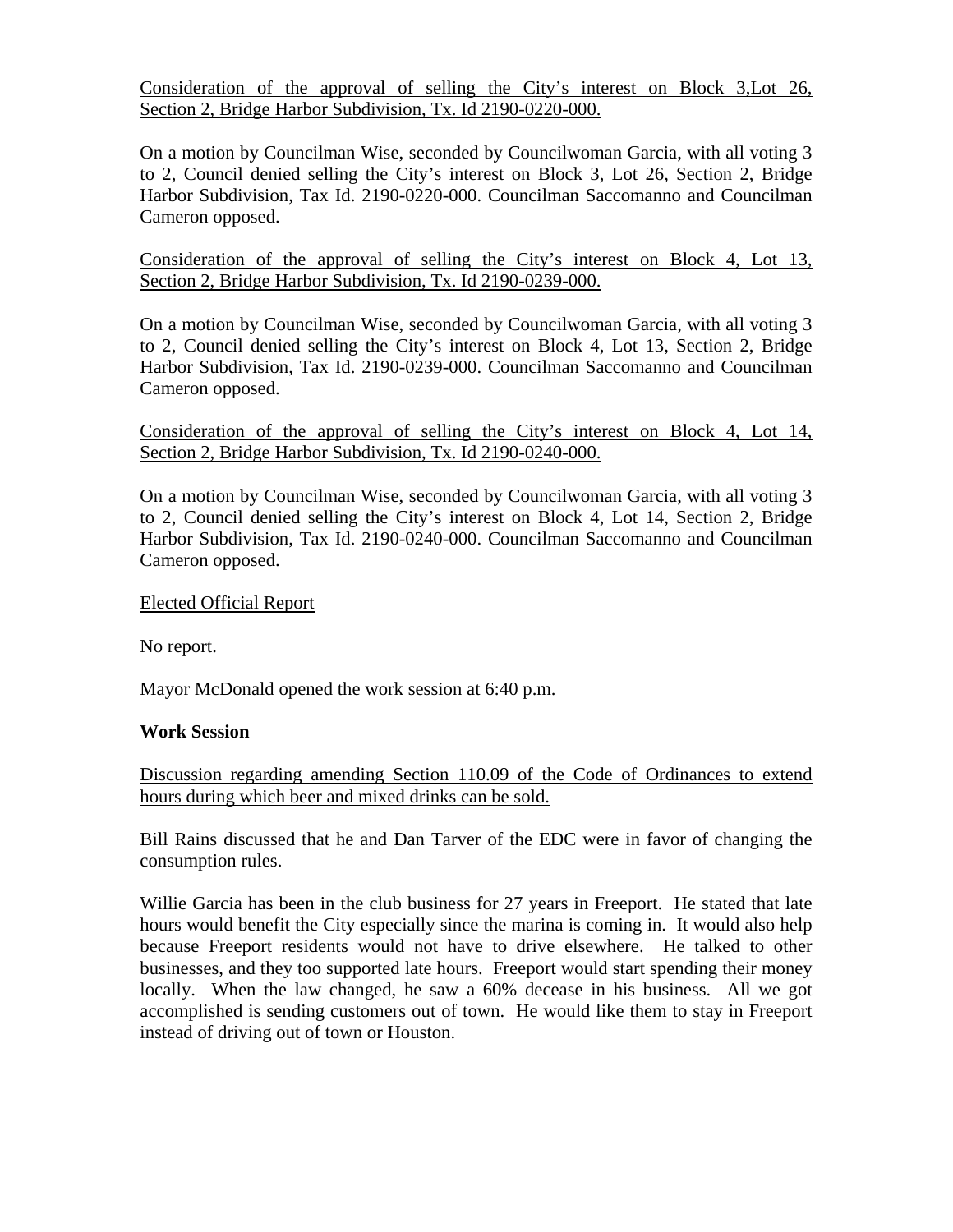Consideration of the approval of selling the City's interest on Block 3,Lot 26, Section 2, Bridge Harbor Subdivision, Tx. Id 2190-0220-000.

On a motion by Councilman Wise, seconded by Councilwoman Garcia, with all voting 3 to 2, Council denied selling the City's interest on Block 3, Lot 26, Section 2, Bridge Harbor Subdivision, Tax Id. 2190-0220-000. Councilman Saccomanno and Councilman Cameron opposed.

Consideration of the approval of selling the City's interest on Block 4, Lot 13, Section 2, Bridge Harbor Subdivision, Tx. Id 2190-0239-000.

On a motion by Councilman Wise, seconded by Councilwoman Garcia, with all voting 3 to 2, Council denied selling the City's interest on Block 4, Lot 13, Section 2, Bridge Harbor Subdivision, Tax Id. 2190-0239-000. Councilman Saccomanno and Councilman Cameron opposed.

Consideration of the approval of selling the City's interest on Block 4, Lot 14, Section 2, Bridge Harbor Subdivision, Tx. Id 2190-0240-000.

On a motion by Councilman Wise, seconded by Councilwoman Garcia, with all voting 3 to 2, Council denied selling the City's interest on Block 4, Lot 14, Section 2, Bridge Harbor Subdivision, Tax Id. 2190-0240-000. Councilman Saccomanno and Councilman Cameron opposed.

Elected Official Report

No report.

Mayor McDonald opened the work session at 6:40 p.m.

**Work Session**

Discussion regarding amending Section 110.09 of the Code of Ordinances to extend hours during which beer and mixed drinks can be sold.

Bill Rains discussed that he and Dan Tarver of the EDC were in favor of changing the consumption rules.

Willie Garcia has been in the club business for 27 years in Freeport. He stated that late hours would benefit the City especially since the marina is coming in. It would also help because Freeport residents would not have to drive elsewhere. He talked to other businesses, and they too supported late hours. Freeport would start spending their money locally. When the law changed, he saw a 60% decease in his business. All we got accomplished is sending customers out of town. He would like them to stay in Freeport instead of driving out of town or Houston.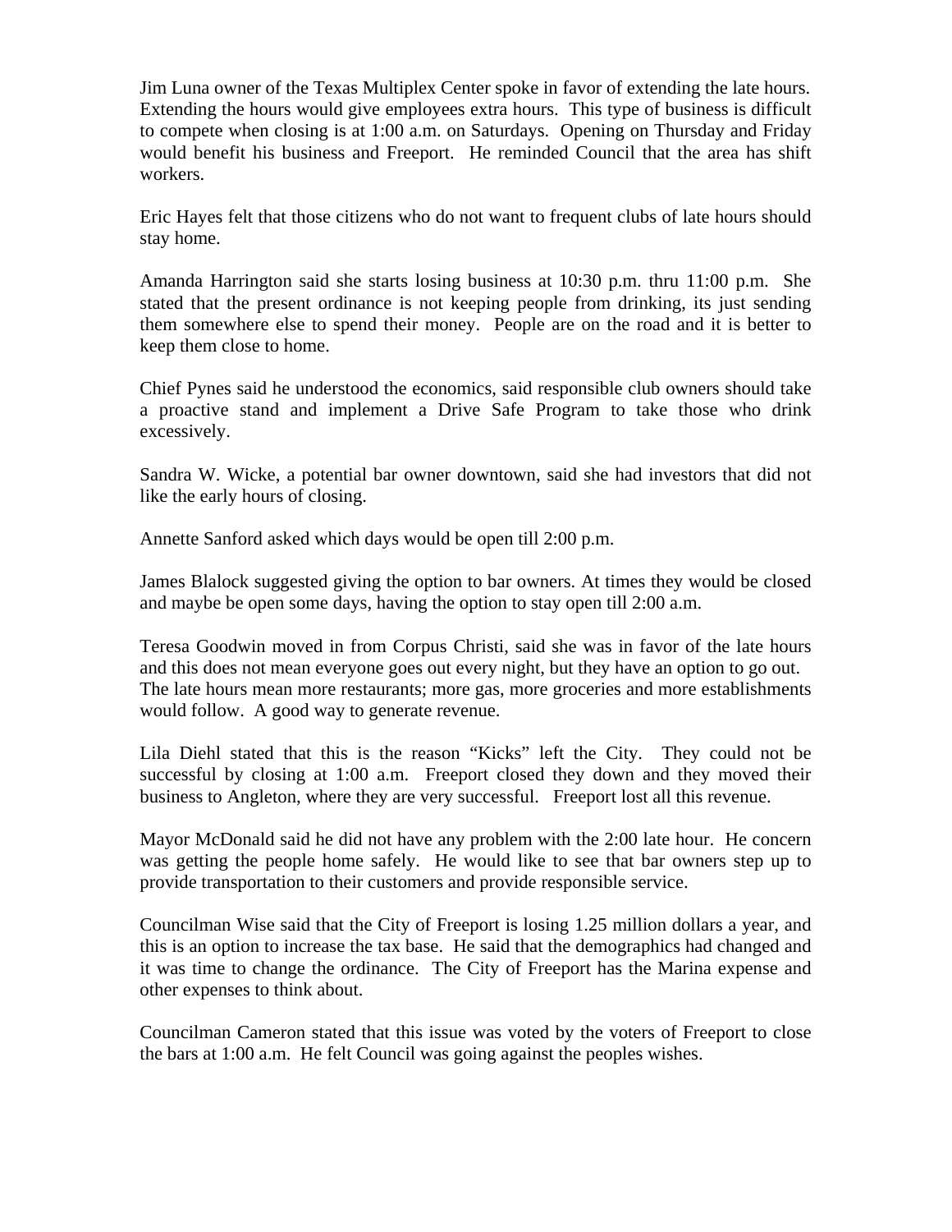Jim Luna owner of the Texas Multiplex Center spoke in favor of extending the late hours. Extending the hours would give employees extra hours. This type of business is difficult to compete when closing is at 1:00 a.m. on Saturdays. Opening on Thursday and Friday would benefit his business and Freeport. He reminded Council that the area has shift workers.

Eric Hayes felt that those citizens who do not want to frequent clubs of late hours should stay home.

Amanda Harrington said she starts losing business at 10:30 p.m. thru 11:00 p.m. She stated that the present ordinance is not keeping people from drinking, its just sending them somewhere else to spend their money. People are on the road and it is better to keep them close to home.

Chief Pynes said he understood the economics, said responsible club owners should take a proactive stand and implement a Drive Safe Program to take those who drink excessively.

Sandra W. Wicke, a potential bar owner downtown, said she had investors that did not like the early hours of closing.

Annette Sanford asked which days would be open till 2:00 p.m.

James Blalock suggested giving the option to bar owners. At times they would be closed and maybe be open some days, having the option to stay open till 2:00 a.m.

Teresa Goodwin moved in from Corpus Christi, said she was in favor of the late hours and this does not mean everyone goes out every night, but they have an option to go out. The late hours mean more restaurants; more gas, more groceries and more establishments would follow. A good way to generate revenue.

Lila Diehl stated that this is the reason "Kicks" left the City. They could not be successful by closing at 1:00 a.m. Freeport closed they down and they moved their business to Angleton, where they are very successful. Freeport lost all this revenue.

Mayor McDonald said he did not have any problem with the 2:00 late hour. He concern was getting the people home safely. He would like to see that bar owners step up to provide transportation to their customers and provide responsible service.

Councilman Wise said that the City of Freeport is losing 1.25 million dollars a year, and this is an option to increase the tax base. He said that the demographics had changed and it was time to change the ordinance. The City of Freeport has the Marina expense and other expenses to think about.

Councilman Cameron stated that this issue was voted by the voters of Freeport to close the bars at 1:00 a.m. He felt Council was going against the peoples wishes.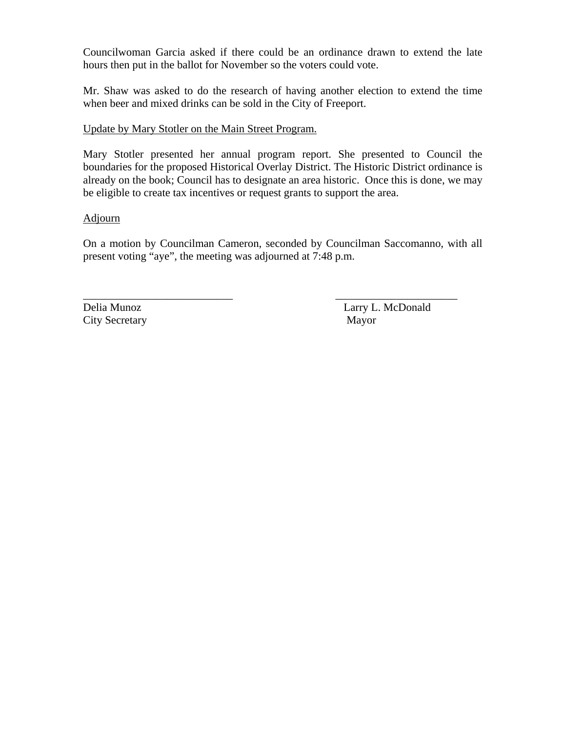Councilwoman Garcia asked if there could be an ordinance drawn to extend the late hours then put in the ballot for November so the voters could vote.

Mr. Shaw was asked to do the research of having another election to extend the time when beer and mixed drinks can be sold in the City of Freeport.

<u>Update by Mary Stotler on the Main Street Program.</u>

Mary Stotler presented her annual program report. She presented to Council the boundaries for the proposed Historical Overlay District. The Historic District ordinance is already on the book; Council has to designate an area historic. Once this is done, we may be eligible to create tax incentives or request grants to support the area.

<u>Adjourn</u>

On a motion by Councilman Cameron, seconded by Councilman Saccomanno, with all present voting "aye", the meeting was adjourned at 7:48 p.m.

| | |
|---|---|
| ___________________________ | ______________________ |
| Delia Munoz | Larry L. McDonald |
| City Secretary | Mayor |